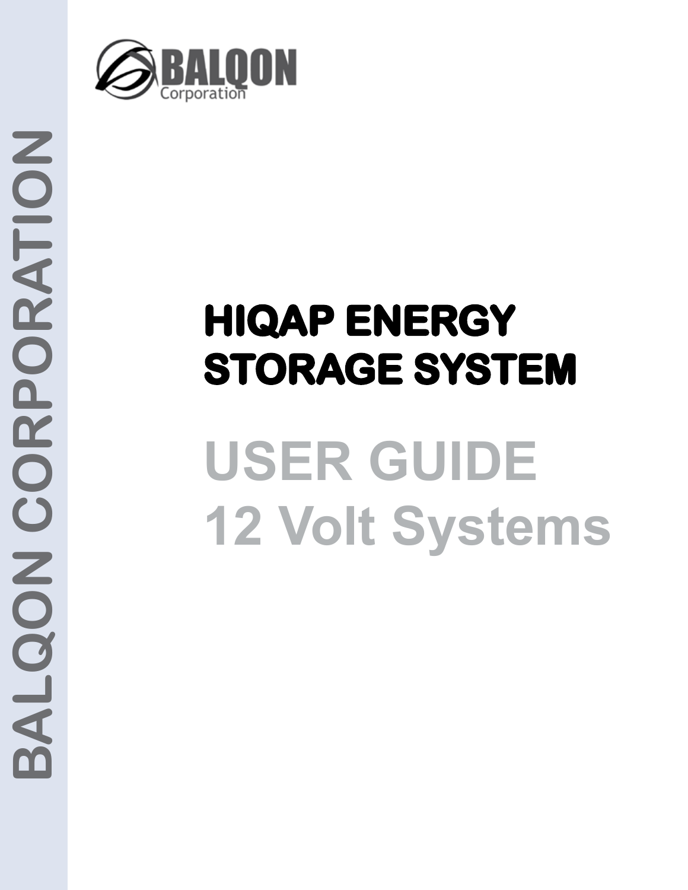BALQON CORPORATION

BALQON Corporation

# HIQAP ENERGY STORAGE SYSTEM

## USER GUIDE
## 12 Volt Systems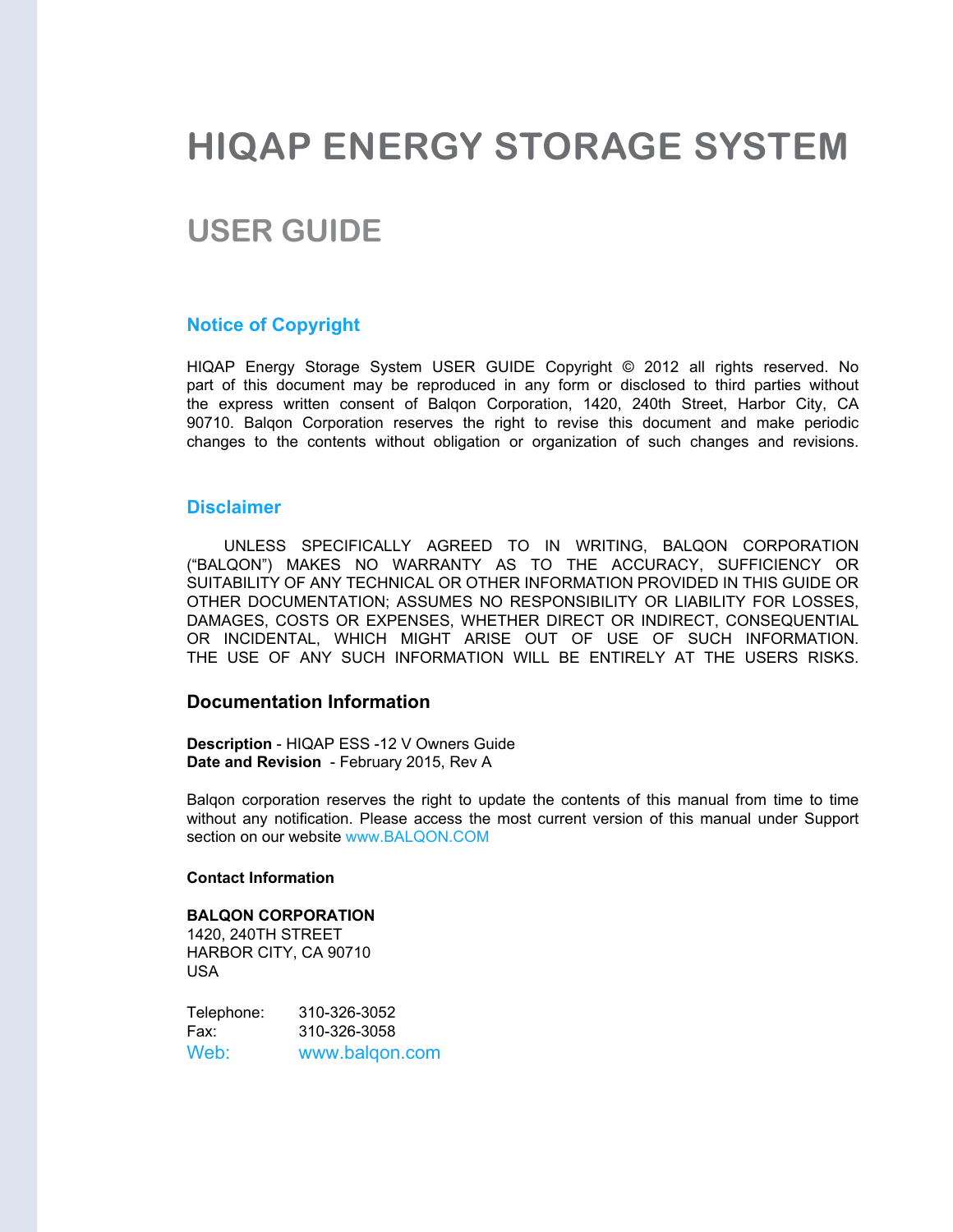# HIQAP ENERGY STORAGE SYSTEM

## USER GUIDE

### Notice of Copyright

HIQAP Energy Storage System USER GUIDE Copyright © 2012 all rights reserved. No part of this document may be reproduced in any form or disclosed to third parties without the express written consent of Balqon Corporation, 1420, 240th Street, Harbor City, CA 90710. Balqon Corporation reserves the right to revise this document and make periodic changes to the contents without obligation or organization of such changes and revisions.

### Disclaimer

UNLESS SPECIFICALLY AGREED TO IN WRITING, BALQON CORPORATION ("BALQON") MAKES NO WARRANTY AS TO THE ACCURACY, SUFFICIENCY OR SUITABILITY OF ANY TECHNICAL OR OTHER INFORMATION PROVIDED IN THIS GUIDE OR OTHER DOCUMENTATION; ASSUMES NO RESPONSIBILITY OR LIABILITY FOR LOSSES, DAMAGES, COSTS OR EXPENSES, WHETHER DIRECT OR INDIRECT, CONSEQUENTIAL OR INCIDENTAL, WHICH MIGHT ARISE OUT OF USE OF SUCH INFORMATION. THE USE OF ANY SUCH INFORMATION WILL BE ENTIRELY AT THE USERS RISKS.

### Documentation Information

**Description** - HIQAP ESS -12 V Owners Guide
**Date and Revision** - February 2015, Rev A

Balqon corporation reserves the right to update the contents of this manual from time to time without any notification. Please access the most current version of this manual under Support section on our website www.BALQON.COM

**Contact Information**

**BALQON CORPORATION**
1420, 240TH STREET
HARBOR CITY, CA 90710
USA

Telephone: 310-326-3052
Fax: 310-326-3058
Web: www.balqon.com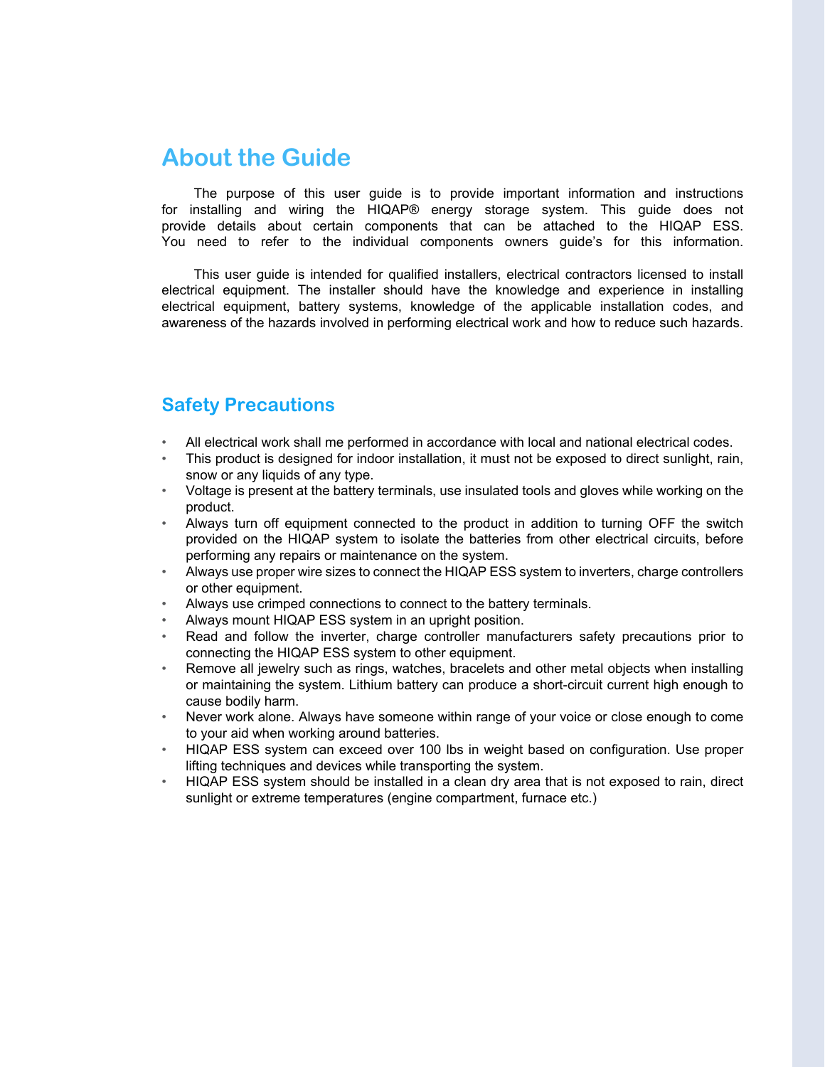# About the Guide

The purpose of this user guide is to provide important information and instructions for installing and wiring the HIQAP® energy storage system. This guide does not provide details about certain components that can be attached to the HIQAP ESS. You need to refer to the individual components owners guide's for this information.

This user guide is intended for qualified installers, electrical contractors licensed to install electrical equipment. The installer should have the knowledge and experience in installing electrical equipment, battery systems, knowledge of the applicable installation codes, and awareness of the hazards involved in performing electrical work and how to reduce such hazards.

## Safety Precautions

- All electrical work shall me performed in accordance with local and national electrical codes.
- This product is designed for indoor installation, it must not be exposed to direct sunlight, rain, snow or any liquids of any type.
- Voltage is present at the battery terminals, use insulated tools and gloves while working on the product.
- Always turn off equipment connected to the product in addition to turning OFF the switch provided on the HIQAP system to isolate the batteries from other electrical circuits, before performing any repairs or maintenance on the system.
- Always use proper wire sizes to connect the HIQAP ESS system to inverters, charge controllers or other equipment.
- Always use crimped connections to connect to the battery terminals.
- Always mount HIQAP ESS system in an upright position.
- Read and follow the inverter, charge controller manufacturers safety precautions prior to connecting the HIQAP ESS system to other equipment.
- Remove all jewelry such as rings, watches, bracelets and other metal objects when installing or maintaining the system. Lithium battery can produce a short-circuit current high enough to cause bodily harm.
- Never work alone. Always have someone within range of your voice or close enough to come to your aid when working around batteries.
- HIQAP ESS system can exceed over 100 lbs in weight based on configuration. Use proper lifting techniques and devices while transporting the system.
- HIQAP ESS system should be installed in a clean dry area that is not exposed to rain, direct sunlight or extreme temperatures (engine compartment, furnace etc.)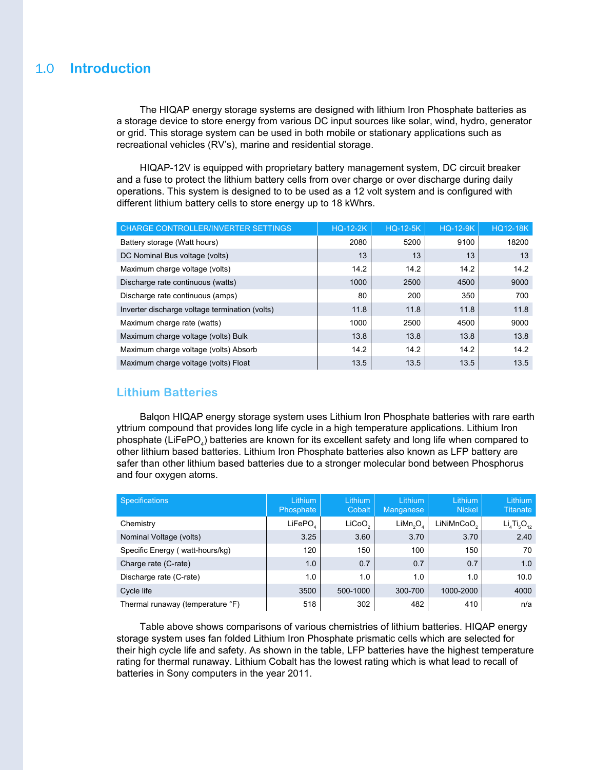# 1.0 Introduction

The HIQAP energy storage systems are designed with lithium Iron Phosphate batteries as a storage device to store energy from various DC input sources like solar, wind, hydro, generator or grid. This storage system can be used in both mobile or stationary applications such as recreational vehicles (RV's), marine and residential storage.

HIQAP-12V is equipped with proprietary battery management system, DC circuit breaker and a fuse to protect the lithium battery cells from over charge or over discharge during daily operations. This system is designed to to be used as a 12 volt system and is configured with different lithium battery cells to store energy up to 18 kWhrs.

| CHARGE CONTROLLER/INVERTER SETTINGS | HQ-12-2K | HQ-12-5K | HQ-12-9K | HQ12-18K |
|---|---|---|---|---|
| Battery storage (Watt hours) | 2080 | 5200 | 9100 | 18200 |
| DC Nominal Bus voltage (volts) | 13 | 13 | 13 | 13 |
| Maximum charge voltage (volts) | 14.2 | 14.2 | 14.2 | 14.2 |
| Discharge rate continuous (watts) | 1000 | 2500 | 4500 | 9000 |
| Discharge rate continuous (amps) | 80 | 200 | 350 | 700 |
| Inverter discharge voltage termination (volts) | 11.8 | 11.8 | 11.8 | 11.8 |
| Maximum charge rate (watts) | 1000 | 2500 | 4500 | 9000 |
| Maximum charge voltage (volts) Bulk | 13.8 | 13.8 | 13.8 | 13.8 |
| Maximum charge voltage (volts) Absorb | 14.2 | 14.2 | 14.2 | 14.2 |
| Maximum charge voltage (volts) Float | 13.5 | 13.5 | 13.5 | 13.5 |

## Lithium Batteries

Balqon HIQAP energy storage system uses Lithium Iron Phosphate batteries with rare earth yttrium compound that provides long life cycle in a high temperature applications. Lithium Iron phosphate ($LiFePO_4$) batteries are known for its excellent safety and long life when compared to other lithium based batteries. Lithium Iron Phosphate batteries also known as LFP battery are safer than other lithium based batteries due to a stronger molecular bond between Phosphorus and four oxygen atoms.

| Specifications | Lithium Phosphate | Lithium Cobalt | Lithium Manganese | Lithium Nickel | Lithium Titanate |
|---|---|---|---|---|---|
| Chemistry | $LiFePO_4$ | $LiCoO_2$ | $LiMn_2O_4$ | $LiNiMnCoO_2$ | $Li_4Ti_5O_{12}$ |
| Nominal Voltage (volts) | 3.25 | 3.60 | 3.70 | 3.70 | 2.40 |
| Specific Energy ( watt-hours/kg) | 120 | 150 | 100 | 150 | 70 |
| Charge rate (C-rate) | 1.0 | 0.7 | 0.7 | 0.7 | 1.0 |
| Discharge rate (C-rate) | 1.0 | 1.0 | 1.0 | 1.0 | 10.0 |
| Cycle life | 3500 | 500-1000 | 300-700 | 1000-2000 | 4000 |
| Thermal runaway (temperature °F) | 518 | 302 | 482 | 410 | n/a |

Table above shows comparisons of various chemistries of lithium batteries. HIQAP energy storage system uses fan folded Lithium Iron Phosphate prismatic cells which are selected for their high cycle life and safety. As shown in the table, LFP batteries have the highest temperature rating for thermal runaway. Lithium Cobalt has the lowest rating which is what lead to recall of batteries in Sony computers in the year 2011.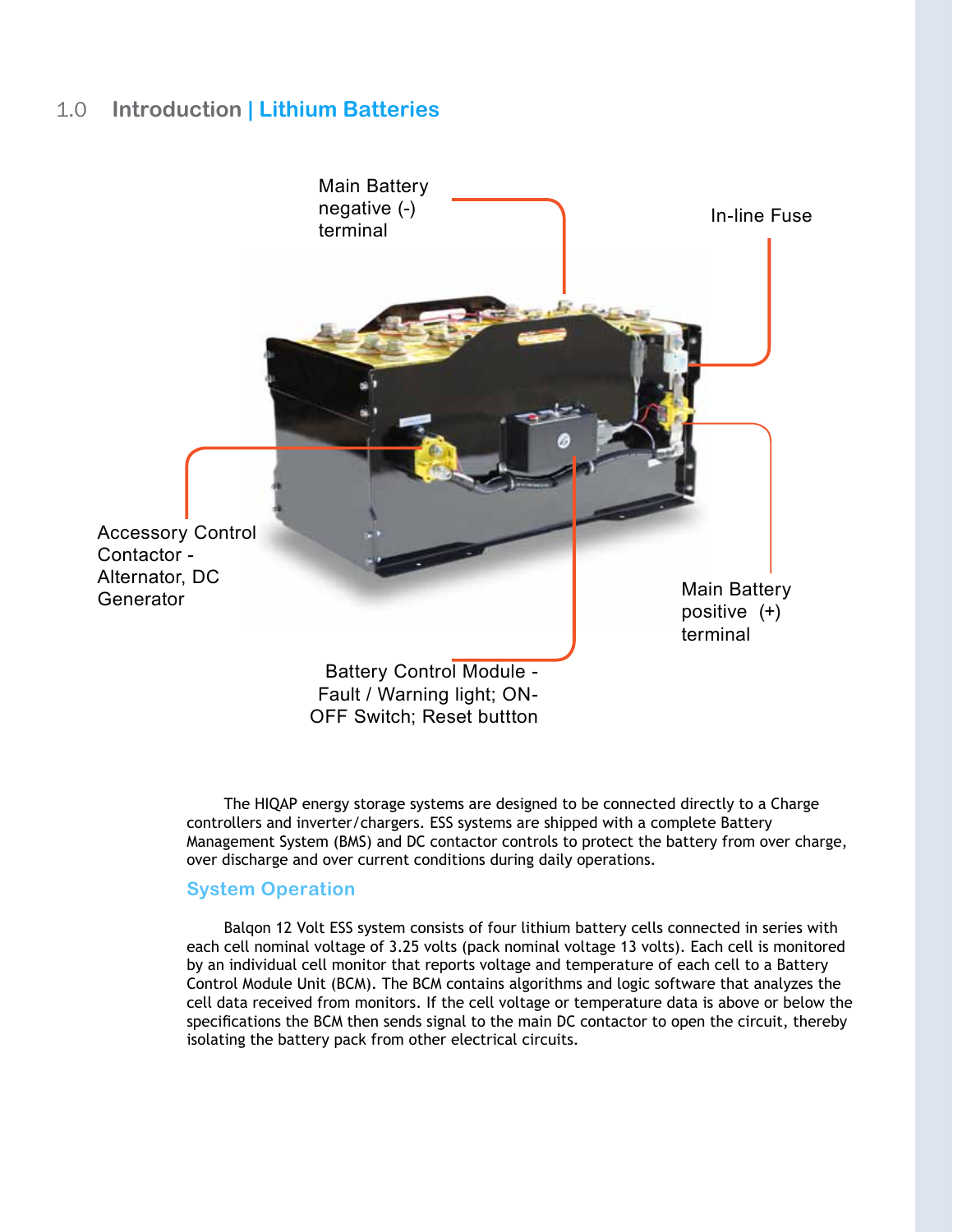## 1.0 Introduction | Lithium Batteries

Main Battery negative (-) terminal

In-line Fuse

Accessory Control Contactor - Alternator, DC Generator

Main Battery positive (+) terminal

Battery Control Module - Fault / Warning light; ON-OFF Switch; Reset buttton

The HIQAP energy storage systems are designed to be connected directly to a Charge controllers and inverter/chargers. ESS systems are shipped with a complete Battery Management System (BMS) and DC contactor controls to protect the battery from over charge, over discharge and over current conditions during daily operations.

### System Operation

Balqon 12 Volt ESS system consists of four lithium battery cells connected in series with each cell nominal voltage of 3.25 volts (pack nominal voltage 13 volts). Each cell is monitored by an individual cell monitor that reports voltage and temperature of each cell to a Battery Control Module Unit (BCM). The BCM contains algorithms and logic software that analyzes the cell data received from monitors. If the cell voltage or temperature data is above or below the specifications the BCM then sends signal to the main DC contactor to open the circuit, thereby isolating the battery pack from other electrical circuits.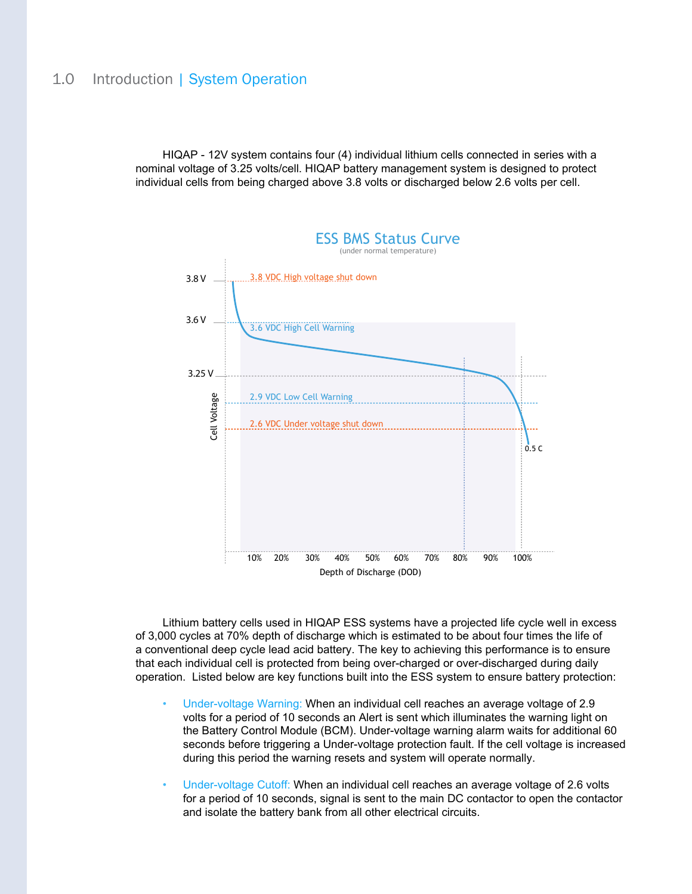# 1.0 Introduction | System Operation

HIQAP - 12V system contains four (4) individual lithium cells connected in series with a nominal voltage of 3.25 volts/cell. HIQAP battery management system is designed to protect individual cells from being charged above 3.8 volts or discharged below 2.6 volts per cell.

ESS BMS Status Curve
(under normal temperature)

3.8 V — 3.8 VDC High voltage shut down
3.6 V — 3.6 VDC High Cell Warning
3.25 V
2.9 VDC Low Cell Warning
2.6 VDC Under voltage shut down
0.5 C

Cell Voltage

10% 20% 30% 40% 50% 60% 70% 80% 90% 100%

Depth of Discharge (DOD)

Lithium battery cells used in HIQAP ESS systems have a projected life cycle well in excess of 3,000 cycles at 70% depth of discharge which is estimated to be about four times the life of a conventional deep cycle lead acid battery. The key to achieving this performance is to ensure that each individual cell is protected from being over-charged or over-discharged during daily operation. Listed below are key functions built into the ESS system to ensure battery protection:

- Under-voltage Warning: When an individual cell reaches an average voltage of 2.9 volts for a period of 10 seconds an Alert is sent which illuminates the warning light on the Battery Control Module (BCM). Under-voltage warning alarm waits for additional 60 seconds before triggering a Under-voltage protection fault. If the cell voltage is increased during this period the warning resets and system will operate normally.
- Under-voltage Cutoff: When an individual cell reaches an average voltage of 2.6 volts for a period of 10 seconds, signal is sent to the main DC contactor to open the contactor and isolate the battery bank from all other electrical circuits.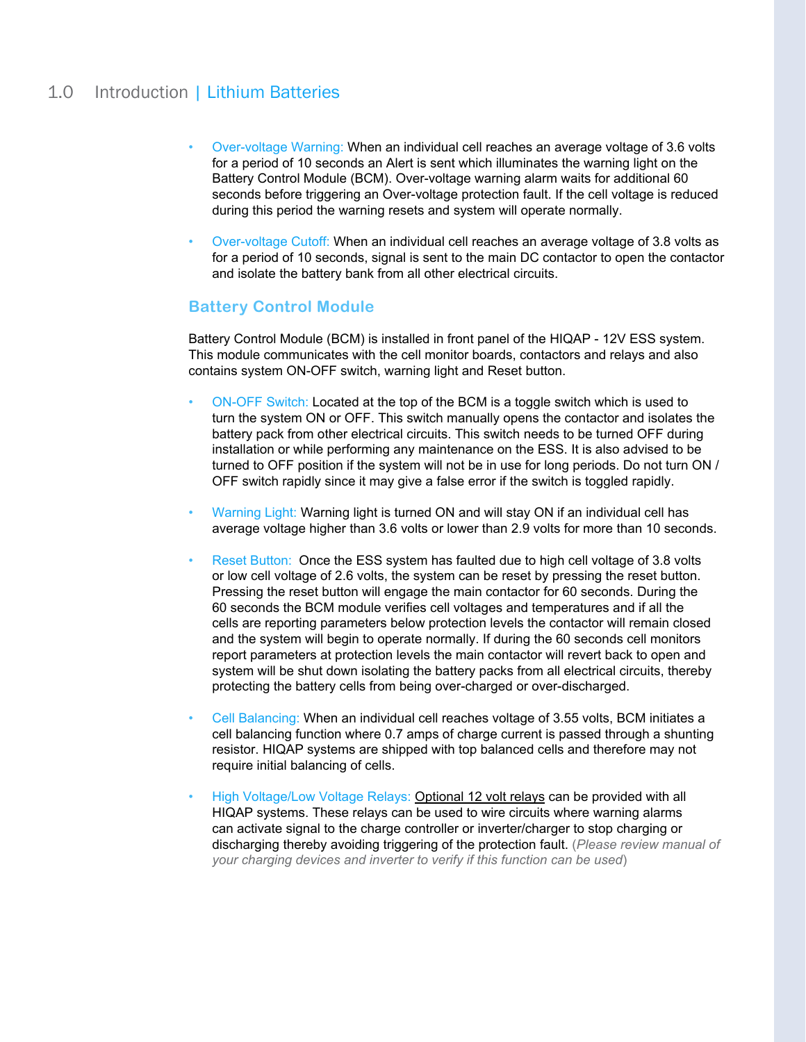# 1.0 Introduction | Lithium Batteries

- Over-voltage Warning: When an individual cell reaches an average voltage of 3.6 volts for a period of 10 seconds an Alert is sent which illuminates the warning light on the Battery Control Module (BCM). Over-voltage warning alarm waits for additional 60 seconds before triggering an Over-voltage protection fault. If the cell voltage is reduced during this period the warning resets and system will operate normally.

- Over-voltage Cutoff: When an individual cell reaches an average voltage of 3.8 volts as for a period of 10 seconds, signal is sent to the main DC contactor to open the contactor and isolate the battery bank from all other electrical circuits.

## Battery Control Module

Battery Control Module (BCM) is installed in front panel of the HIQAP - 12V ESS system. This module communicates with the cell monitor boards, contactors and relays and also contains system ON-OFF switch, warning light and Reset button.

- ON-OFF Switch: Located at the top of the BCM is a toggle switch which is used to turn the system ON or OFF. This switch manually opens the contactor and isolates the battery pack from other electrical circuits. This switch needs to be turned OFF during installation or while performing any maintenance on the ESS. It is also advised to be turned to OFF position if the system will not be in use for long periods. Do not turn ON / OFF switch rapidly since it may give a false error if the switch is toggled rapidly.

- Warning Light: Warning light is turned ON and will stay ON if an individual cell has average voltage higher than 3.6 volts or lower than 2.9 volts for more than 10 seconds.

- Reset Button: Once the ESS system has faulted due to high cell voltage of 3.8 volts or low cell voltage of 2.6 volts, the system can be reset by pressing the reset button. Pressing the reset button will engage the main contactor for 60 seconds. During the 60 seconds the BCM module verifies cell voltages and temperatures and if all the cells are reporting parameters below protection levels the contactor will remain closed and the system will begin to operate normally. If during the 60 seconds cell monitors report parameters at protection levels the main contactor will revert back to open and system will be shut down isolating the battery packs from all electrical circuits, thereby protecting the battery cells from being over-charged or over-discharged.

- Cell Balancing: When an individual cell reaches voltage of 3.55 volts, BCM initiates a cell balancing function where 0.7 amps of charge current is passed through a shunting resistor. HIQAP systems are shipped with top balanced cells and therefore may not require initial balancing of cells.

- High Voltage/Low Voltage Relays: Optional 12 volt relays can be provided with all HIQAP systems. These relays can be used to wire circuits where warning alarms can activate signal to the charge controller or inverter/charger to stop charging or discharging thereby avoiding triggering of the protection fault. (*Please review manual of your charging devices and inverter to verify if this function can be used*)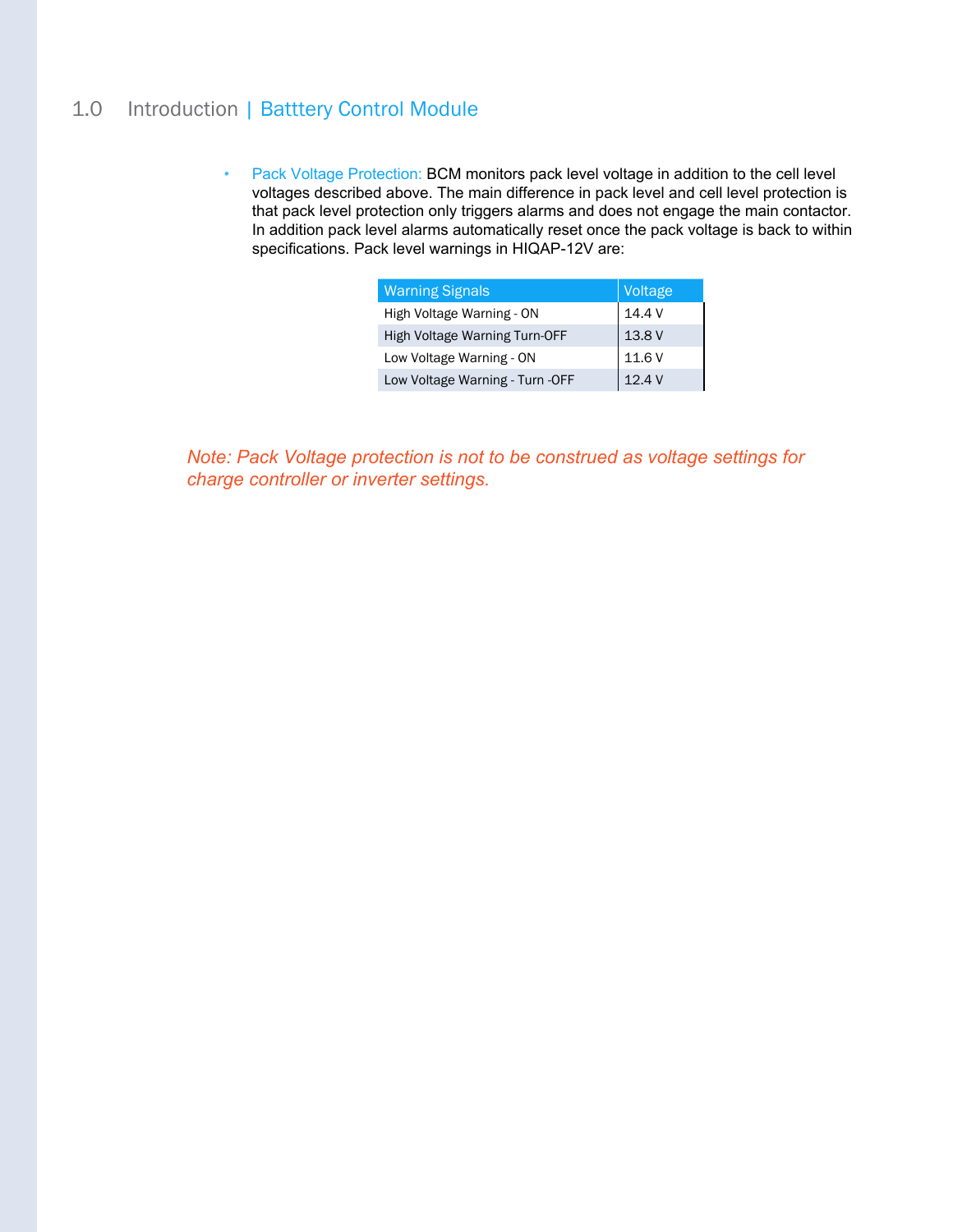## 1.0 Introduction | Batttery Control Module

- Pack Voltage Protection: BCM monitors pack level voltage in addition to the cell level voltages described above. The main difference in pack level and cell level protection is that pack level protection only triggers alarms and does not engage the main contactor. In addition pack level alarms automatically reset once the pack voltage is back to within specifications. Pack level warnings in HIQAP-12V are:

| Warning Signals | Voltage |
|---|---|
| High Voltage Warning - ON | 14.4 V |
| High Voltage Warning Turn-OFF | 13.8 V |
| Low Voltage Warning - ON | 11.6 V |
| Low Voltage Warning - Turn -OFF | 12.4 V |

*Note: Pack Voltage protection is not to be construed as voltage settings for charge controller or inverter settings.*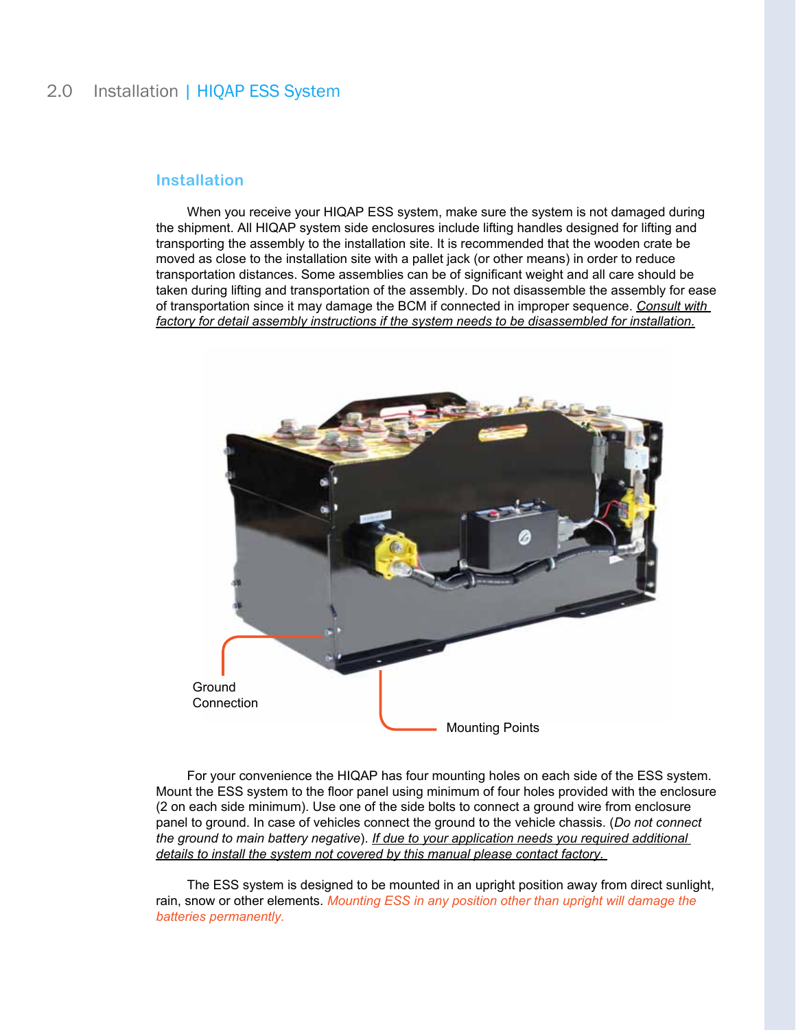## Installation

When you receive your HIQAP ESS system, make sure the system is not damaged during the shipment. All HIQAP system side enclosures include lifting handles designed for lifting and transporting the assembly to the installation site. It is recommended that the wooden crate be moved as close to the installation site with a pallet jack (or other means) in order to reduce transportation distances. Some assemblies can be of significant weight and all care should be taken during lifting and transportation of the assembly. Do not disassemble the assembly for ease of transportation since it may damage the BCM if connected in improper sequence. *Consult with factory for detail assembly instructions if the system needs to be disassembled for installation.*

Ground Connection

Mounting Points

For your convenience the HIQAP has four mounting holes on each side of the ESS system. Mount the ESS system to the floor panel using minimum of four holes provided with the enclosure (2 on each side minimum). Use one of the side bolts to connect a ground wire from enclosure panel to ground. In case of vehicles connect the ground to the vehicle chassis. (*Do not connect the ground to main battery negative*). *If due to your application needs you required additional details to install the system not covered by this manual please contact factory.*

The ESS system is designed to be mounted in an upright position away from direct sunlight, rain, snow or other elements. *Mounting ESS in any position other than upright will damage the batteries permanently.*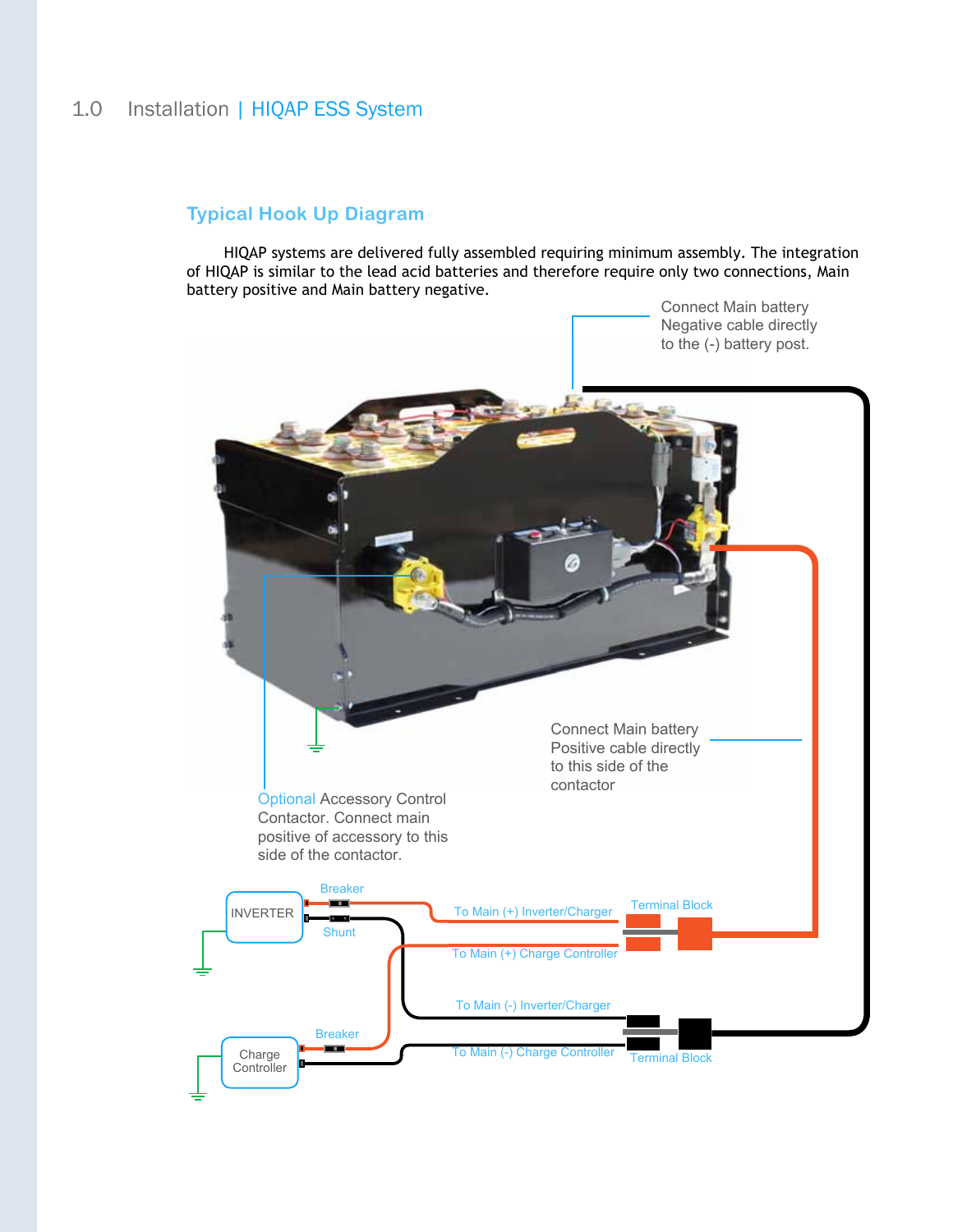# 1.0 Installation | HIQAP ESS System

## Typical Hook Up Diagram

HIQAP systems are delivered fully assembled requiring minimum assembly. The integration of HIQAP is similar to the lead acid batteries and therefore require only two connections, Main battery positive and Main battery negative.

Connect Main battery Negative cable directly to the (-) battery post.

Connect Main battery Positive cable directly to this side of the contactor

Optional Accessory Control Contactor. Connect main positive of accessory to this side of the contactor.

INVERTER

Breaker

Shunt

To Main (+) Inverter/Charger

To Main (+) Charge Controller

Terminal Block

To Main (-) Inverter/Charger

To Main (-) Charge Controller

Terminal Block

Charge Controller

Breaker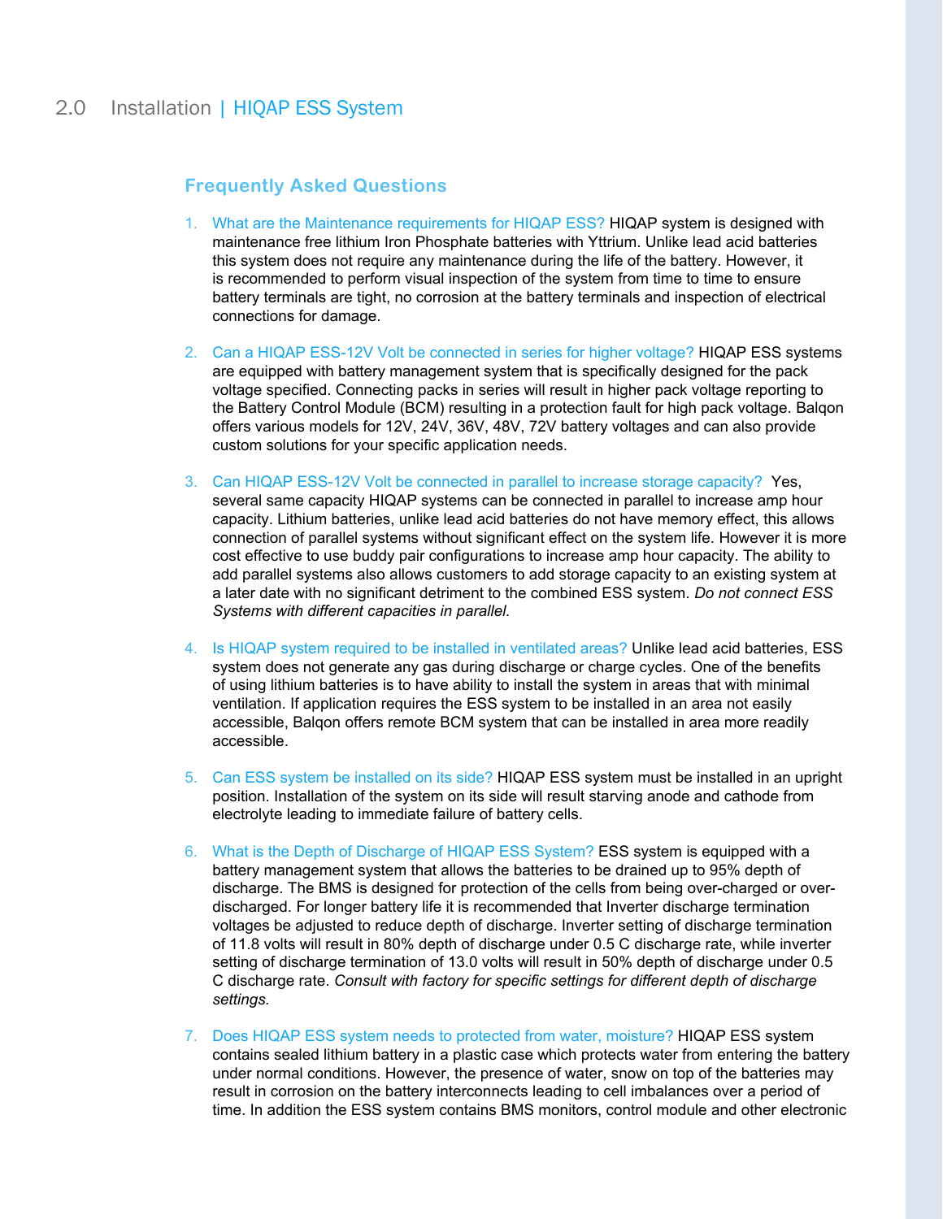## 2.0 Installation | HIQAP ESS System

### Frequently Asked Questions

1. What are the Maintenance requirements for HIQAP ESS? HIQAP system is designed with maintenance free lithium Iron Phosphate batteries with Yttrium. Unlike lead acid batteries this system does not require any maintenance during the life of the battery. However, it is recommended to perform visual inspection of the system from time to time to ensure battery terminals are tight, no corrosion at the battery terminals and inspection of electrical connections for damage.

2. Can a HIQAP ESS-12V Volt be connected in series for higher voltage? HIQAP ESS systems are equipped with battery management system that is specifically designed for the pack voltage specified. Connecting packs in series will result in higher pack voltage reporting to the Battery Control Module (BCM) resulting in a protection fault for high pack voltage. Balqon offers various models for 12V, 24V, 36V, 48V, 72V battery voltages and can also provide custom solutions for your specific application needs.

3. Can HIQAP ESS-12V Volt be connected in parallel to increase storage capacity? Yes, several same capacity HIQAP systems can be connected in parallel to increase amp hour capacity. Lithium batteries, unlike lead acid batteries do not have memory effect, this allows connection of parallel systems without significant effect on the system life. However it is more cost effective to use buddy pair configurations to increase amp hour capacity. The ability to add parallel systems also allows customers to add storage capacity to an existing system at a later date with no significant detriment to the combined ESS system. *Do not connect ESS Systems with different capacities in parallel.*

4. Is HIQAP system required to be installed in ventilated areas? Unlike lead acid batteries, ESS system does not generate any gas during discharge or charge cycles. One of the benefits of using lithium batteries is to have ability to install the system in areas that with minimal ventilation. If application requires the ESS system to be installed in an area not easily accessible, Balqon offers remote BCM system that can be installed in area more readily accessible.

5. Can ESS system be installed on its side? HIQAP ESS system must be installed in an upright position. Installation of the system on its side will result starving anode and cathode from electrolyte leading to immediate failure of battery cells.

6. What is the Depth of Discharge of HIQAP ESS System? ESS system is equipped with a battery management system that allows the batteries to be drained up to 95% depth of discharge. The BMS is designed for protection of the cells from being over-charged or over-discharged. For longer battery life it is recommended that Inverter discharge termination voltages be adjusted to reduce depth of discharge. Inverter setting of discharge termination of 11.8 volts will result in 80% depth of discharge under 0.5 C discharge rate, while inverter setting of discharge termination of 13.0 volts will result in 50% depth of discharge under 0.5 C discharge rate. *Consult with factory for specific settings for different depth of discharge settings.*

7. Does HIQAP ESS system needs to protected from water, moisture? HIQAP ESS system contains sealed lithium battery in a plastic case which protects water from entering the battery under normal conditions. However, the presence of water, snow on top of the batteries may result in corrosion on the battery interconnects leading to cell imbalances over a period of time. In addition the ESS system contains BMS monitors, control module and other electronic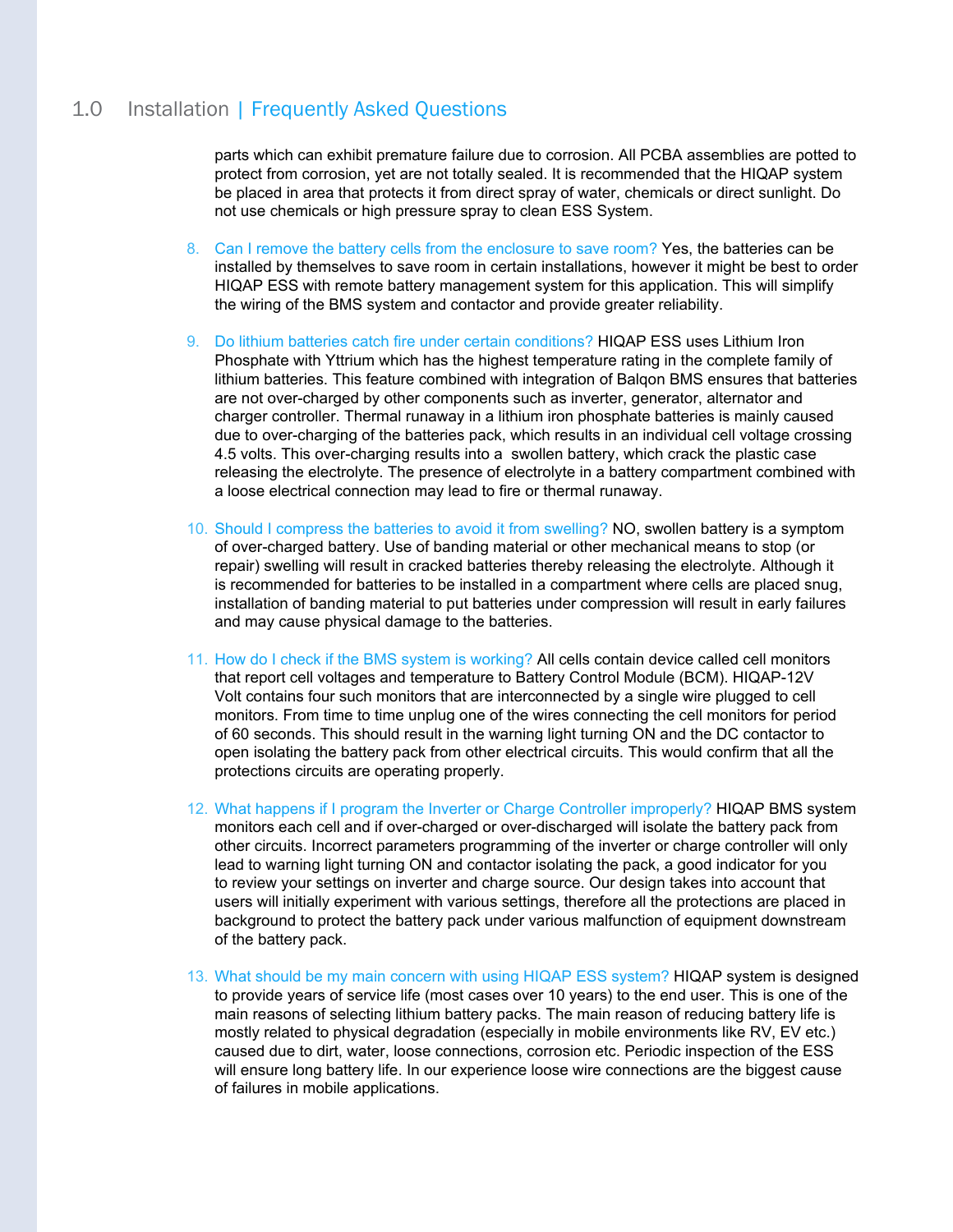parts which can exhibit premature failure due to corrosion. All PCBA assemblies are potted to protect from corrosion, yet are not totally sealed. It is recommended that the HIQAP system be placed in area that protects it from direct spray of water, chemicals or direct sunlight. Do not use chemicals or high pressure spray to clean ESS System.

8. Can I remove the battery cells from the enclosure to save room? Yes, the batteries can be installed by themselves to save room in certain installations, however it might be best to order HIQAP ESS with remote battery management system for this application. This will simplify the wiring of the BMS system and contactor and provide greater reliability.

9. Do lithium batteries catch fire under certain conditions? HIQAP ESS uses Lithium Iron Phosphate with Yttrium which has the highest temperature rating in the complete family of lithium batteries. This feature combined with integration of Balqon BMS ensures that batteries are not over-charged by other components such as inverter, generator, alternator and charger controller. Thermal runaway in a lithium iron phosphate batteries is mainly caused due to over-charging of the batteries pack, which results in an individual cell voltage crossing 4.5 volts. This over-charging results into a swollen battery, which crack the plastic case releasing the electrolyte. The presence of electrolyte in a battery compartment combined with a loose electrical connection may lead to fire or thermal runaway.

10. Should I compress the batteries to avoid it from swelling? NO, swollen battery is a symptom of over-charged battery. Use of banding material or other mechanical means to stop (or repair) swelling will result in cracked batteries thereby releasing the electrolyte. Although it is recommended for batteries to be installed in a compartment where cells are placed snug, installation of banding material to put batteries under compression will result in early failures and may cause physical damage to the batteries.

11. How do I check if the BMS system is working? All cells contain device called cell monitors that report cell voltages and temperature to Battery Control Module (BCM). HIQAP-12V Volt contains four such monitors that are interconnected by a single wire plugged to cell monitors. From time to time unplug one of the wires connecting the cell monitors for period of 60 seconds. This should result in the warning light turning ON and the DC contactor to open isolating the battery pack from other electrical circuits. This would confirm that all the protections circuits are operating properly.

12. What happens if I program the Inverter or Charge Controller improperly? HIQAP BMS system monitors each cell and if over-charged or over-discharged will isolate the battery pack from other circuits. Incorrect parameters programming of the inverter or charge controller will only lead to warning light turning ON and contactor isolating the pack, a good indicator for you to review your settings on inverter and charge source. Our design takes into account that users will initially experiment with various settings, therefore all the protections are placed in background to protect the battery pack under various malfunction of equipment downstream of the battery pack.

13. What should be my main concern with using HIQAP ESS system? HIQAP system is designed to provide years of service life (most cases over 10 years) to the end user. This is one of the main reasons of selecting lithium battery packs. The main reason of reducing battery life is mostly related to physical degradation (especially in mobile environments like RV, EV etc.) caused due to dirt, water, loose connections, corrosion etc. Periodic inspection of the ESS will ensure long battery life. In our experience loose wire connections are the biggest cause of failures in mobile applications.